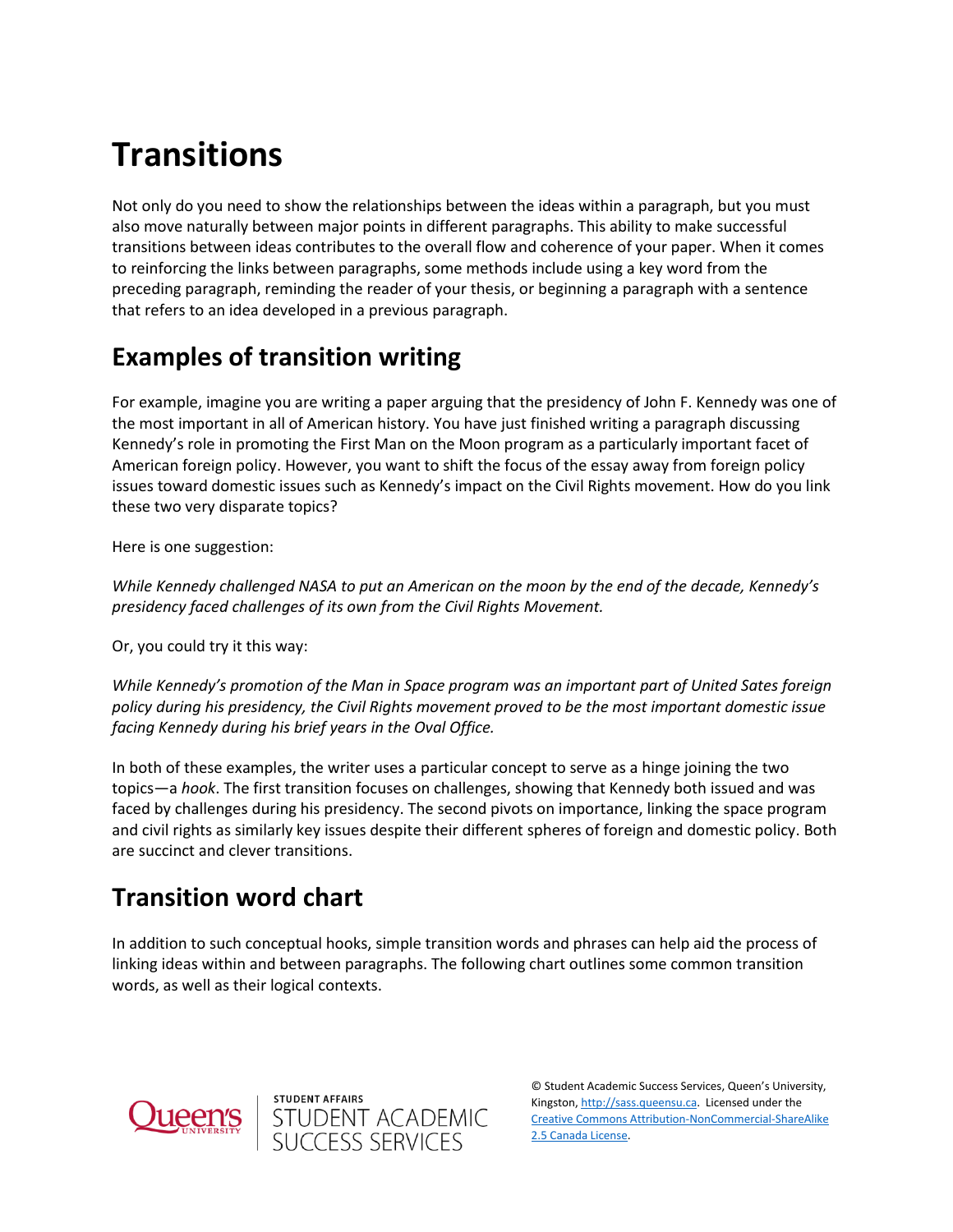# Transitions

Not only do you need to show the relationships between the ideas within a paragraph, but you must also move naturally between major points in different paragraphs. This ability to make successful transitions between ideas contributes to the overall flow and coherence of your paper. When it comes to reinforcing the links between paragraphs, some methods include using a key word from the preceding paragraph, reminding the reader of your thesis, or beginning a paragraph with a sentence that refers to an idea developed in a previous paragraph.

## Examples of transition writing

For example, imagine you are writing a paper arguing that the presidency of John F. Kennedy was one of the most important in all of American history. You have just finished writing a paragraph discussing Kennedy's role in promoting the First Man on the Moon program as a particularly important facet of American foreign policy. However, you want to shift the focus of the essay away from foreign policy issues toward domestic issues such as Kennedy's impact on the Civil Rights movement. How do you link these two very disparate topics?

Here is one suggestion:

*While Kennedy challenged NASA to put an American on the moon by the end of the decade, Kennedy's presidency faced challenges of its own from the Civil Rights Movement.*

Or, you could try it this way:

*While Kennedy's promotion of the Man in Space program was an important part of United Sates foreign policy during his presidency, the Civil Rights movement proved to be the most important domestic issue facing Kennedy during his brief years in the Oval Office.*

In both of these examples, the writer uses a particular concept to serve as a hinge joining the two topics—a *hook*. The first transition focuses on challenges, showing that Kennedy both issued and was faced by challenges during his presidency. The second pivots on importance, linking the space program and civil rights as similarly key issues despite their different spheres of foreign and domestic policy. Both are succinct and clever transitions.

## Transition word chart

In addition to such conceptual hooks, simple transition words and phrases can help aid the process of linking ideas within and between paragraphs. The following chart outlines some common transition words, as well as their logical contexts.

© Student Academic Success Services, Queen's University, Kingston, http://sass.queensu.ca. Licensed under the Creative Commons Attribution-NonCommercial-ShareAlike 2.5 Canada License.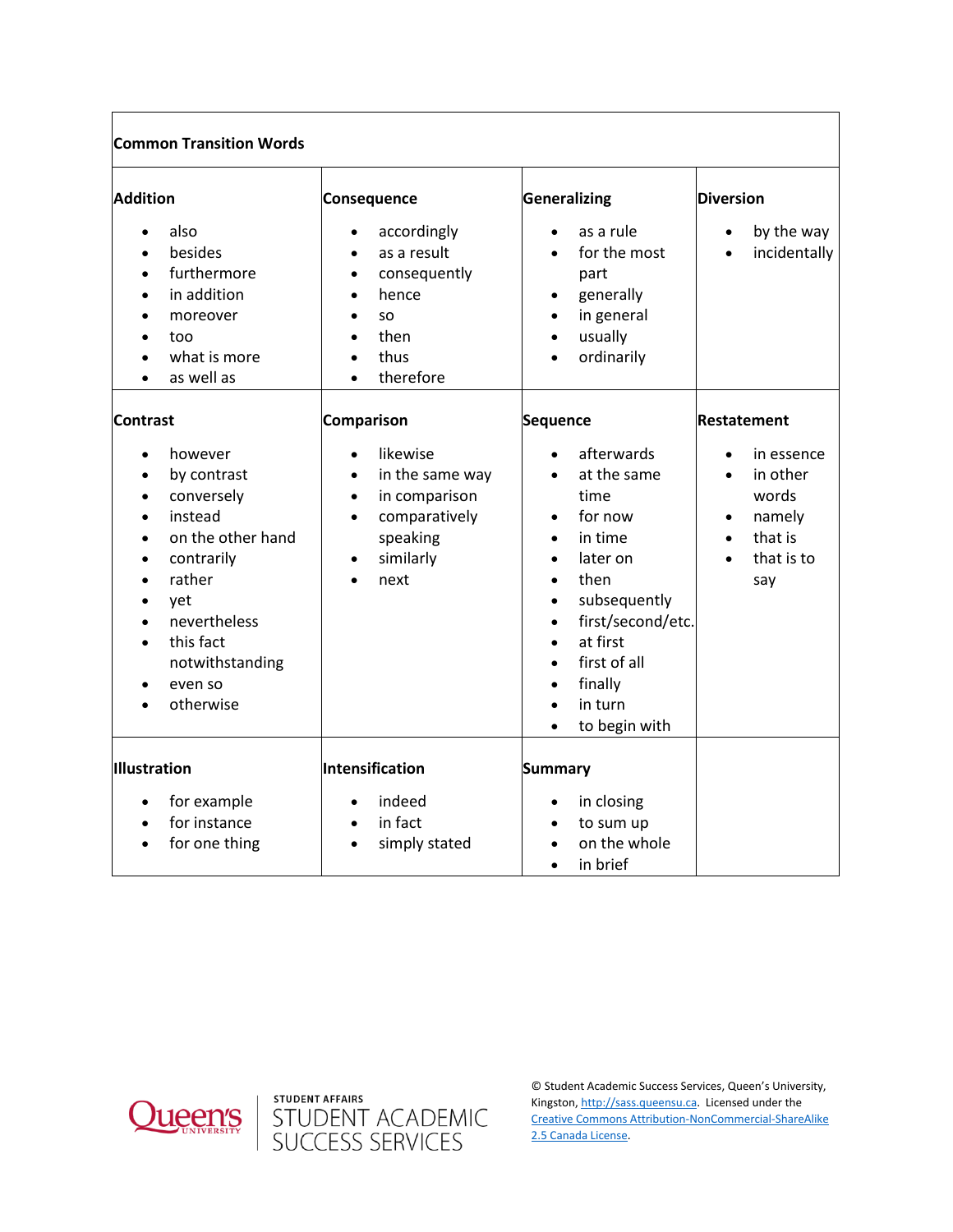| Common Transition Words | | | |
|---|---|---|---|
| **Addition**<br>• also<br>• besides<br>• furthermore<br>• in addition<br>• moreover<br>• too<br>• what is more<br>• as well as | **Consequence**<br>• accordingly<br>• as a result<br>• consequently<br>• hence<br>• so<br>• then<br>• thus<br>• therefore | **Generalizing**<br>• as a rule<br>• for the most part<br>• generally<br>• in general<br>• usually<br>• ordinarily | **Diversion**<br>• by the way<br>• incidentally |
| **Contrast**<br>• however<br>• by contrast<br>• conversely<br>• instead<br>• on the other hand<br>• contrarily<br>• rather<br>• yet<br>• nevertheless<br>• this fact notwithstanding<br>• even so<br>• otherwise | **Comparison**<br>• likewise<br>• in the same way<br>• in comparison<br>• comparatively speaking<br>• similarly<br>• next | **Sequence**<br>• afterwards<br>• at the same time<br>• for now<br>• in time<br>• later on<br>• then<br>• subsequently<br>• first/second/etc.<br>• at first<br>• first of all<br>• finally<br>• in turn<br>• to begin with | **Restatement**<br>• in essence<br>• in other words<br>• namely<br>• that is<br>• that is to say |
| **Illustration**<br>• for example<br>• for instance<br>• for one thing | **Intensification**<br>• indeed<br>• in fact<br>• simply stated | **Summary**<br>• in closing<br>• to sum up<br>• on the whole<br>• in brief | |

Queen's University | STUDENT AFFAIRS STUDENT ACADEMIC SUCCESS SERVICES

© Student Academic Success Services, Queen's University, Kingston, http://sass.queensu.ca. Licensed under the Creative Commons Attribution-NonCommercial-ShareAlike 2.5 Canada License.